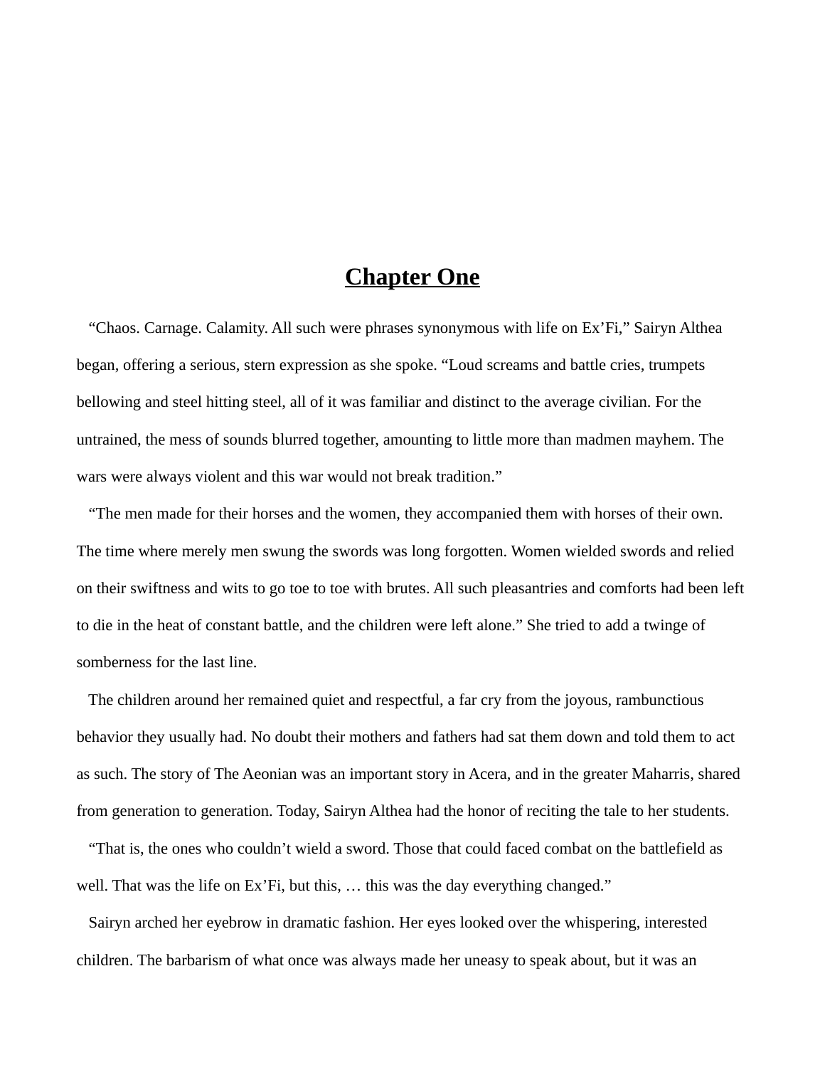# Chapter One

"Chaos. Carnage. Calamity. All such were phrases synonymous with life on Ex'Fi," Sairyn Althea began, offering a serious, stern expression as she spoke. "Loud screams and battle cries, trumpets bellowing and steel hitting steel, all of it was familiar and distinct to the average civilian. For the untrained, the mess of sounds blurred together, amounting to little more than madmen mayhem. The wars were always violent and this war would not break tradition."

"The men made for their horses and the women, they accompanied them with horses of their own. The time where merely men swung the swords was long forgotten. Women wielded swords and relied on their swiftness and wits to go toe to toe with brutes. All such pleasantries and comforts had been left to die in the heat of constant battle, and the children were left alone." She tried to add a twinge of somberness for the last line.

The children around her remained quiet and respectful, a far cry from the joyous, rambunctious behavior they usually had. No doubt their mothers and fathers had sat them down and told them to act as such. The story of The Aeonian was an important story in Acera, and in the greater Maharris, shared from generation to generation. Today, Sairyn Althea had the honor of reciting the tale to her students.

"That is, the ones who couldn't wield a sword. Those that could faced combat on the battlefield as well. That was the life on Ex'Fi, but this, … this was the day everything changed."

Sairyn arched her eyebrow in dramatic fashion. Her eyes looked over the whispering, interested children. The barbarism of what once was always made her uneasy to speak about, but it was an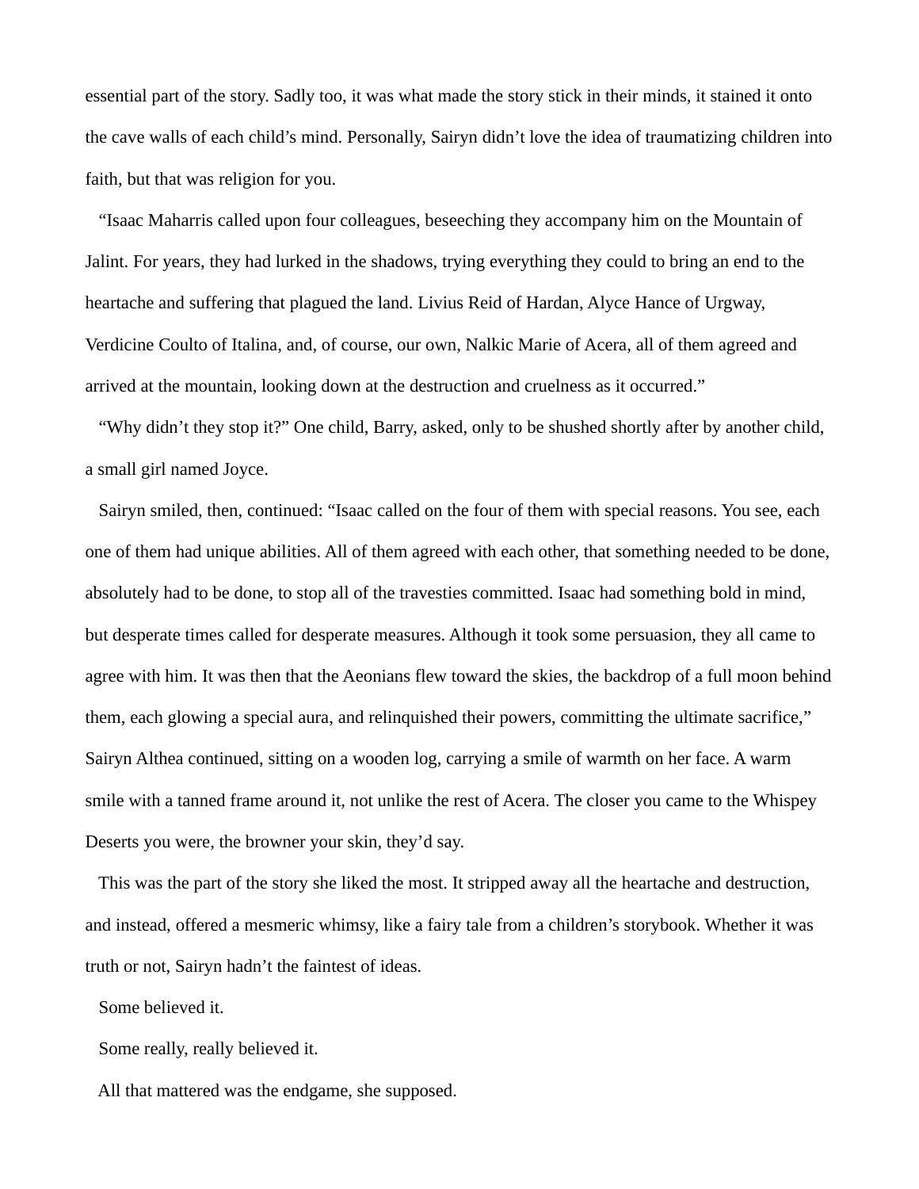essential part of the story. Sadly too, it was what made the story stick in their minds, it stained it onto the cave walls of each child's mind. Personally, Sairyn didn't love the idea of traumatizing children into faith, but that was religion for you.

"Isaac Maharris called upon four colleagues, beseeching they accompany him on the Mountain of Jalint. For years, they had lurked in the shadows, trying everything they could to bring an end to the heartache and suffering that plagued the land. Livius Reid of Hardan, Alyce Hance of Urgway, Verdicine Coulto of Italina, and, of course, our own, Nalkic Marie of Acera, all of them agreed and arrived at the mountain, looking down at the destruction and cruelness as it occurred."

"Why didn't they stop it?" One child, Barry, asked, only to be shushed shortly after by another child, a small girl named Joyce.

Sairyn smiled, then, continued: "Isaac called on the four of them with special reasons. You see, each one of them had unique abilities. All of them agreed with each other, that something needed to be done, absolutely had to be done, to stop all of the travesties committed. Isaac had something bold in mind, but desperate times called for desperate measures. Although it took some persuasion, they all came to agree with him. It was then that the Aeonians flew toward the skies, the backdrop of a full moon behind them, each glowing a special aura, and relinquished their powers, committing the ultimate sacrifice," Sairyn Althea continued, sitting on a wooden log, carrying a smile of warmth on her face. A warm smile with a tanned frame around it, not unlike the rest of Acera. The closer you came to the Whispey Deserts you were, the browner your skin, they'd say.

This was the part of the story she liked the most. It stripped away all the heartache and destruction, and instead, offered a mesmeric whimsy, like a fairy tale from a children's storybook. Whether it was truth or not, Sairyn hadn't the faintest of ideas.

Some believed it.

Some really, really believed it.

All that mattered was the endgame, she supposed.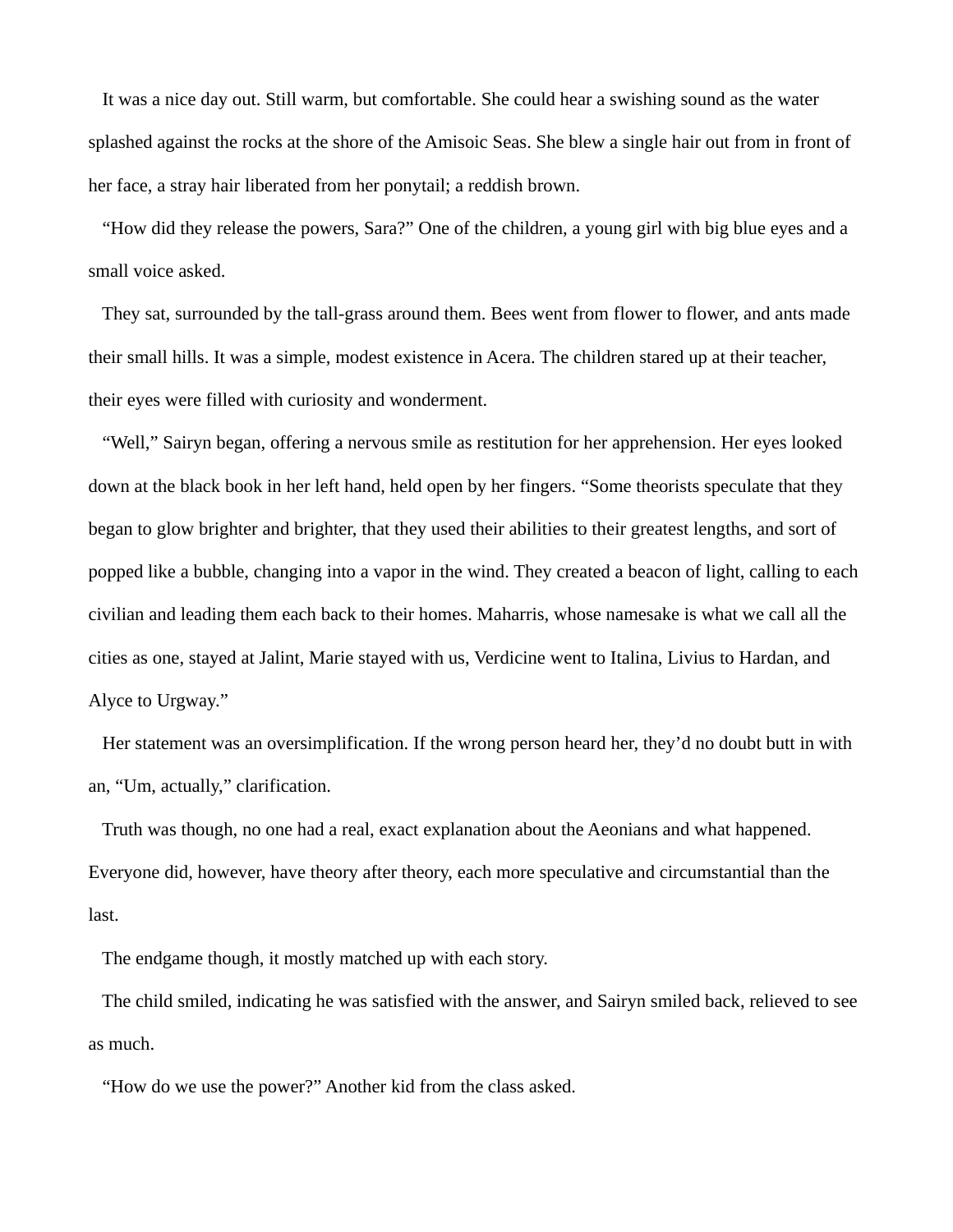It was a nice day out. Still warm, but comfortable. She could hear a swishing sound as the water splashed against the rocks at the shore of the Amisoic Seas. She blew a single hair out from in front of her face, a stray hair liberated from her ponytail; a reddish brown.

"How did they release the powers, Sara?" One of the children, a young girl with big blue eyes and a small voice asked.

They sat, surrounded by the tall-grass around them. Bees went from flower to flower, and ants made their small hills. It was a simple, modest existence in Acera. The children stared up at their teacher, their eyes were filled with curiosity and wonderment.

"Well," Sairyn began, offering a nervous smile as restitution for her apprehension. Her eyes looked down at the black book in her left hand, held open by her fingers. "Some theorists speculate that they began to glow brighter and brighter, that they used their abilities to their greatest lengths, and sort of popped like a bubble, changing into a vapor in the wind. They created a beacon of light, calling to each civilian and leading them each back to their homes. Maharris, whose namesake is what we call all the cities as one, stayed at Jalint, Marie stayed with us, Verdicine went to Italina, Livius to Hardan, and Alyce to Urgway."

Her statement was an oversimplification. If the wrong person heard her, they'd no doubt butt in with an, "Um, actually," clarification.

Truth was though, no one had a real, exact explanation about the Aeonians and what happened. Everyone did, however, have theory after theory, each more speculative and circumstantial than the last.

The endgame though, it mostly matched up with each story.

The child smiled, indicating he was satisfied with the answer, and Sairyn smiled back, relieved to see as much.

"How do we use the power?" Another kid from the class asked.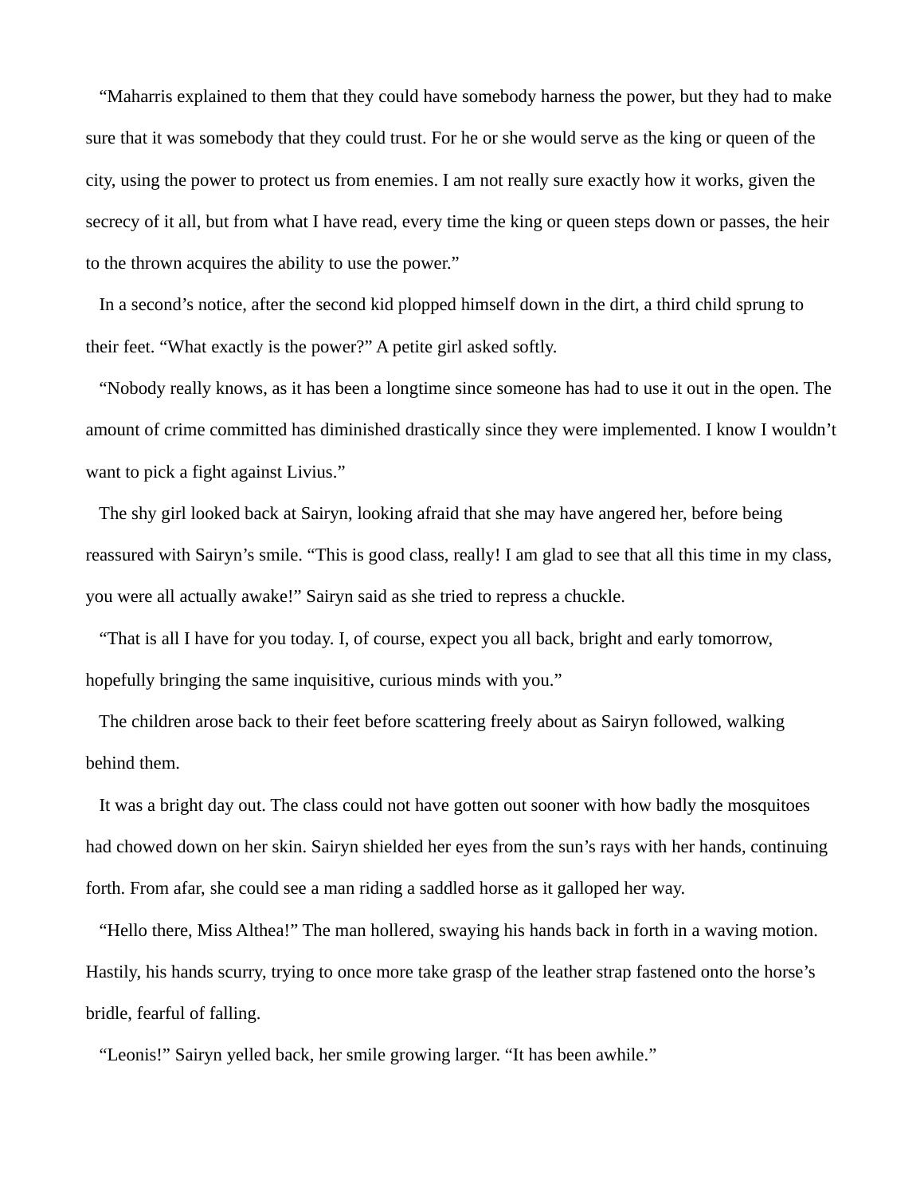"Maharris explained to them that they could have somebody harness the power, but they had to make sure that it was somebody that they could trust. For he or she would serve as the king or queen of the city, using the power to protect us from enemies. I am not really sure exactly how it works, given the secrecy of it all, but from what I have read, every time the king or queen steps down or passes, the heir to the thrown acquires the ability to use the power."

In a second's notice, after the second kid plopped himself down in the dirt, a third child sprung to their feet. "What exactly is the power?" A petite girl asked softly.

"Nobody really knows, as it has been a longtime since someone has had to use it out in the open. The amount of crime committed has diminished drastically since they were implemented. I know I wouldn't want to pick a fight against Livius."

The shy girl looked back at Sairyn, looking afraid that she may have angered her, before being reassured with Sairyn's smile. "This is good class, really! I am glad to see that all this time in my class, you were all actually awake!" Sairyn said as she tried to repress a chuckle.

"That is all I have for you today. I, of course, expect you all back, bright and early tomorrow, hopefully bringing the same inquisitive, curious minds with you."

The children arose back to their feet before scattering freely about as Sairyn followed, walking behind them.

It was a bright day out. The class could not have gotten out sooner with how badly the mosquitoes had chowed down on her skin. Sairyn shielded her eyes from the sun's rays with her hands, continuing forth. From afar, she could see a man riding a saddled horse as it galloped her way.

"Hello there, Miss Althea!" The man hollered, swaying his hands back in forth in a waving motion. Hastily, his hands scurry, trying to once more take grasp of the leather strap fastened onto the horse's bridle, fearful of falling.

"Leonis!" Sairyn yelled back, her smile growing larger. "It has been awhile."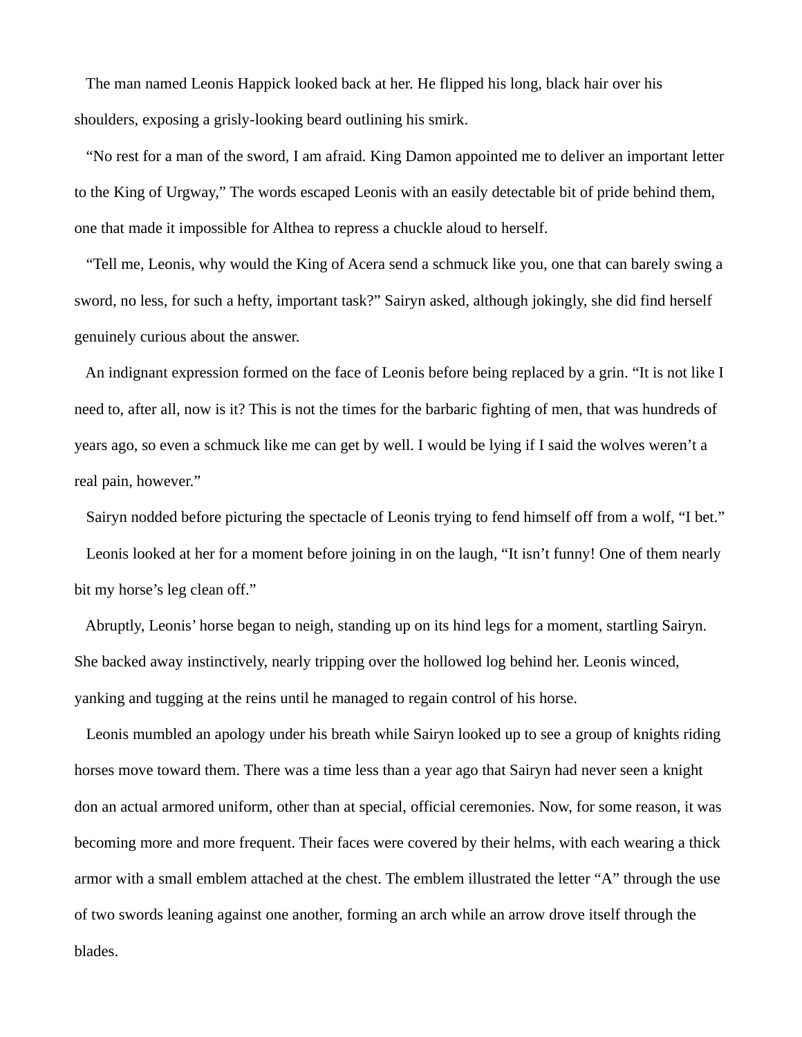The man named Leonis Happick looked back at her. He flipped his long, black hair over his shoulders, exposing a grisly-looking beard outlining his smirk.

“No rest for a man of the sword, I am afraid. King Damon appointed me to deliver an important letter to the King of Urgway,” The words escaped Leonis with an easily detectable bit of pride behind them, one that made it impossible for Althea to repress a chuckle aloud to herself.

“Tell me, Leonis, why would the King of Acera send a schmuck like you, one that can barely swing a sword, no less, for such a hefty, important task?” Sairyn asked, although jokingly, she did find herself genuinely curious about the answer.

An indignant expression formed on the face of Leonis before being replaced by a grin. “It is not like I need to, after all, now is it? This is not the times for the barbaric fighting of men, that was hundreds of years ago, so even a schmuck like me can get by well. I would be lying if I said the wolves weren’t a real pain, however.”

Sairyn nodded before picturing the spectacle of Leonis trying to fend himself off from a wolf, “I bet.”

Leonis looked at her for a moment before joining in on the laugh, “It isn’t funny! One of them nearly bit my horse’s leg clean off.”

Abruptly, Leonis’ horse began to neigh, standing up on its hind legs for a moment, startling Sairyn. She backed away instinctively, nearly tripping over the hollowed log behind her. Leonis winced, yanking and tugging at the reins until he managed to regain control of his horse.

Leonis mumbled an apology under his breath while Sairyn looked up to see a group of knights riding horses move toward them. There was a time less than a year ago that Sairyn had never seen a knight don an actual armored uniform, other than at special, official ceremonies. Now, for some reason, it was becoming more and more frequent. Their faces were covered by their helms, with each wearing a thick armor with a small emblem attached at the chest. The emblem illustrated the letter “A” through the use of two swords leaning against one another, forming an arch while an arrow drove itself through the blades.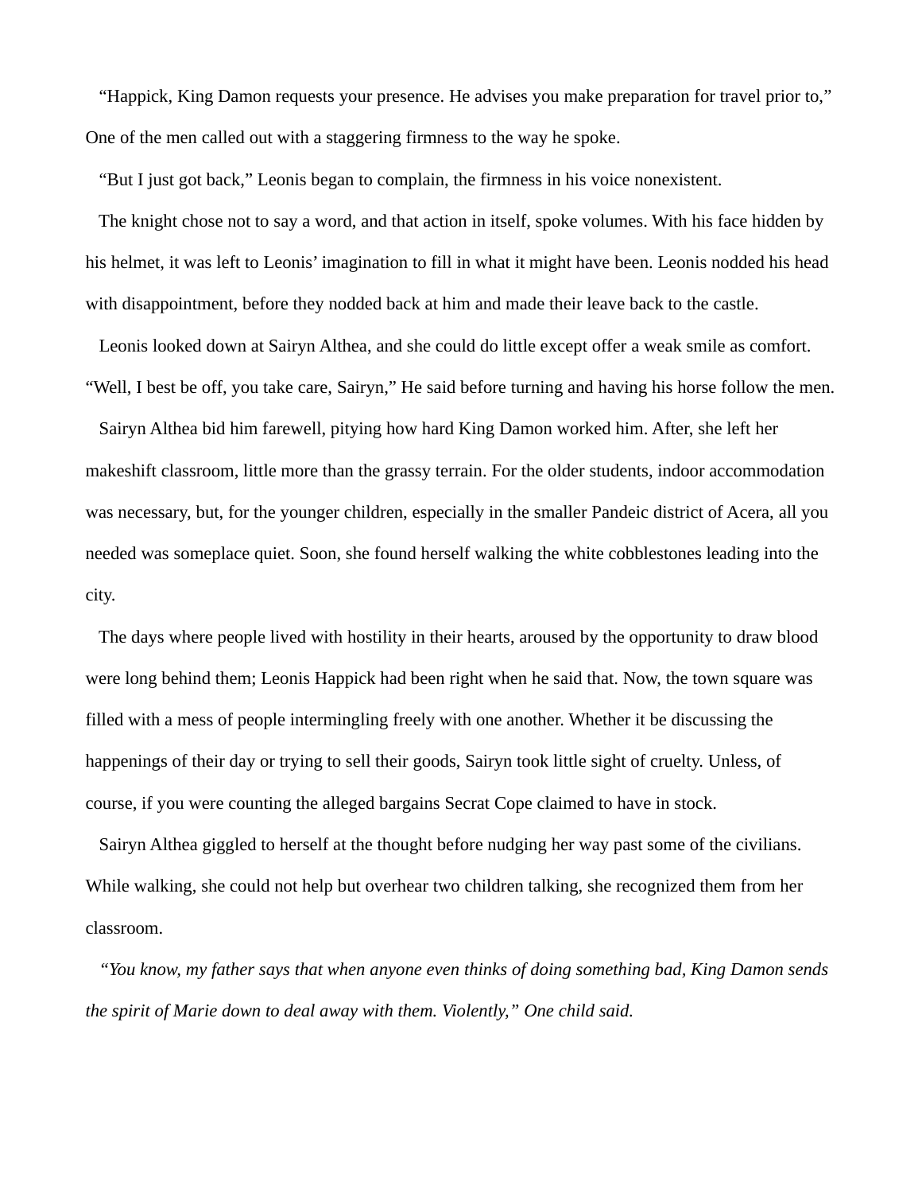"Happick, King Damon requests your presence. He advises you make preparation for travel prior to," One of the men called out with a staggering firmness to the way he spoke.

"But I just got back," Leonis began to complain, the firmness in his voice nonexistent.

The knight chose not to say a word, and that action in itself, spoke volumes. With his face hidden by his helmet, it was left to Leonis' imagination to fill in what it might have been. Leonis nodded his head with disappointment, before they nodded back at him and made their leave back to the castle.

Leonis looked down at Sairyn Althea, and she could do little except offer a weak smile as comfort. "Well, I best be off, you take care, Sairyn," He said before turning and having his horse follow the men.

Sairyn Althea bid him farewell, pitying how hard King Damon worked him. After, she left her makeshift classroom, little more than the grassy terrain. For the older students, indoor accommodation was necessary, but, for the younger children, especially in the smaller Pandeic district of Acera, all you needed was someplace quiet. Soon, she found herself walking the white cobblestones leading into the city.

The days where people lived with hostility in their hearts, aroused by the opportunity to draw blood were long behind them; Leonis Happick had been right when he said that. Now, the town square was filled with a mess of people intermingling freely with one another. Whether it be discussing the happenings of their day or trying to sell their goods, Sairyn took little sight of cruelty. Unless, of course, if you were counting the alleged bargains Secrat Cope claimed to have in stock.

Sairyn Althea giggled to herself at the thought before nudging her way past some of the civilians. While walking, she could not help but overhear two children talking, she recognized them from her classroom.

*"You know, my father says that when anyone even thinks of doing something bad, King Damon sends the spirit of Marie down to deal away with them. Violently," One child said.*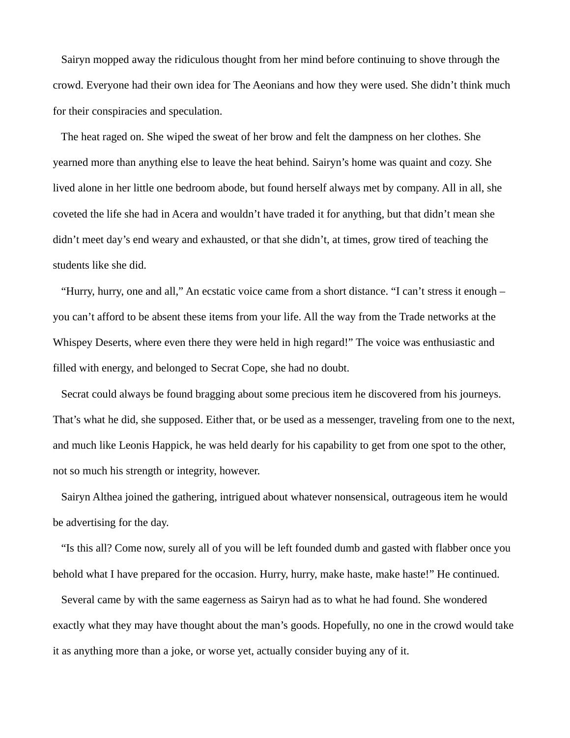Sairyn mopped away the ridiculous thought from her mind before continuing to shove through the crowd. Everyone had their own idea for The Aeonians and how they were used. She didn't think much for their conspiracies and speculation.

The heat raged on. She wiped the sweat of her brow and felt the dampness on her clothes. She yearned more than anything else to leave the heat behind. Sairyn's home was quaint and cozy. She lived alone in her little one bedroom abode, but found herself always met by company. All in all, she coveted the life she had in Acera and wouldn't have traded it for anything, but that didn't mean she didn't meet day's end weary and exhausted, or that she didn't, at times, grow tired of teaching the students like she did.

"Hurry, hurry, one and all," An ecstatic voice came from a short distance. "I can't stress it enough – you can't afford to be absent these items from your life. All the way from the Trade networks at the Whispey Deserts, where even there they were held in high regard!" The voice was enthusiastic and filled with energy, and belonged to Secrat Cope, she had no doubt.

Secrat could always be found bragging about some precious item he discovered from his journeys. That's what he did, she supposed. Either that, or be used as a messenger, traveling from one to the next, and much like Leonis Happick, he was held dearly for his capability to get from one spot to the other, not so much his strength or integrity, however.

Sairyn Althea joined the gathering, intrigued about whatever nonsensical, outrageous item he would be advertising for the day.

"Is this all? Come now, surely all of you will be left founded dumb and gasted with flabber once you behold what I have prepared for the occasion. Hurry, hurry, make haste, make haste!" He continued.

Several came by with the same eagerness as Sairyn had as to what he had found. She wondered exactly what they may have thought about the man's goods. Hopefully, no one in the crowd would take it as anything more than a joke, or worse yet, actually consider buying any of it.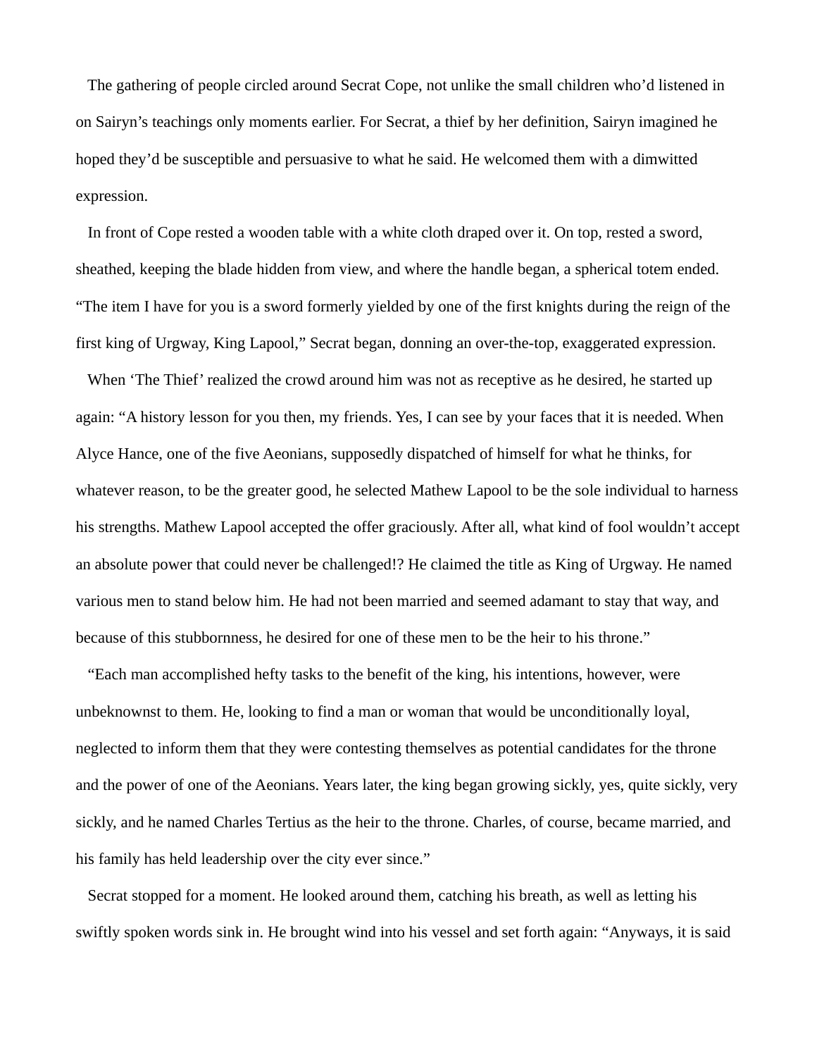The gathering of people circled around Secrat Cope, not unlike the small children who'd listened in on Sairyn's teachings only moments earlier. For Secrat, a thief by her definition, Sairyn imagined he hoped they'd be susceptible and persuasive to what he said. He welcomed them with a dimwitted expression.

In front of Cope rested a wooden table with a white cloth draped over it. On top, rested a sword, sheathed, keeping the blade hidden from view, and where the handle began, a spherical totem ended. "The item I have for you is a sword formerly yielded by one of the first knights during the reign of the first king of Urgway, King Lapool," Secrat began, donning an over-the-top, exaggerated expression.

When 'The Thief' realized the crowd around him was not as receptive as he desired, he started up again: "A history lesson for you then, my friends. Yes, I can see by your faces that it is needed. When Alyce Hance, one of the five Aeonians, supposedly dispatched of himself for what he thinks, for whatever reason, to be the greater good, he selected Mathew Lapool to be the sole individual to harness his strengths. Mathew Lapool accepted the offer graciously. After all, what kind of fool wouldn't accept an absolute power that could never be challenged!? He claimed the title as King of Urgway. He named various men to stand below him. He had not been married and seemed adamant to stay that way, and because of this stubbornness, he desired for one of these men to be the heir to his throne."

"Each man accomplished hefty tasks to the benefit of the king, his intentions, however, were unbeknownst to them. He, looking to find a man or woman that would be unconditionally loyal, neglected to inform them that they were contesting themselves as potential candidates for the throne and the power of one of the Aeonians. Years later, the king began growing sickly, yes, quite sickly, very sickly, and he named Charles Tertius as the heir to the throne. Charles, of course, became married, and his family has held leadership over the city ever since."

Secrat stopped for a moment. He looked around them, catching his breath, as well as letting his swiftly spoken words sink in. He brought wind into his vessel and set forth again: "Anyways, it is said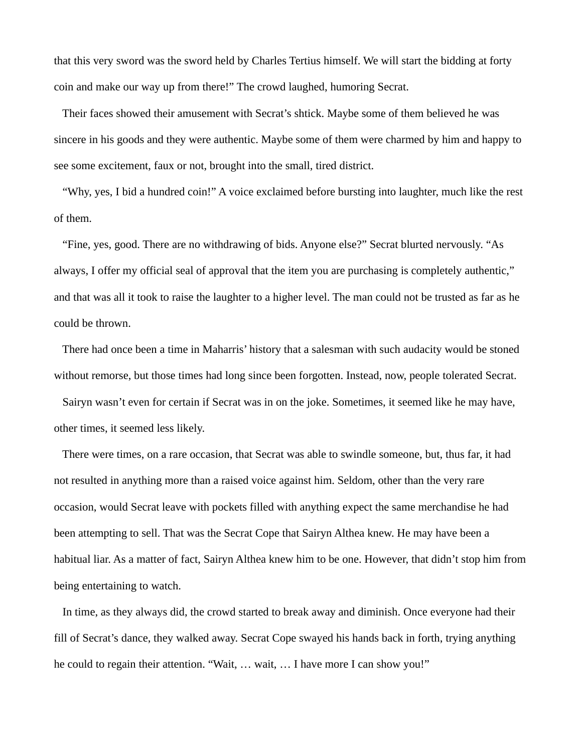that this very sword was the sword held by Charles Tertius himself. We will start the bidding at forty coin and make our way up from there!" The crowd laughed, humoring Secrat.

Their faces showed their amusement with Secrat's shtick. Maybe some of them believed he was sincere in his goods and they were authentic. Maybe some of them were charmed by him and happy to see some excitement, faux or not, brought into the small, tired district.

"Why, yes, I bid a hundred coin!" A voice exclaimed before bursting into laughter, much like the rest of them.

"Fine, yes, good. There are no withdrawing of bids. Anyone else?" Secrat blurted nervously. "As always, I offer my official seal of approval that the item you are purchasing is completely authentic," and that was all it took to raise the laughter to a higher level. The man could not be trusted as far as he could be thrown.

There had once been a time in Maharris' history that a salesman with such audacity would be stoned without remorse, but those times had long since been forgotten. Instead, now, people tolerated Secrat.

Sairyn wasn't even for certain if Secrat was in on the joke. Sometimes, it seemed like he may have, other times, it seemed less likely.

There were times, on a rare occasion, that Secrat was able to swindle someone, but, thus far, it had not resulted in anything more than a raised voice against him. Seldom, other than the very rare occasion, would Secrat leave with pockets filled with anything expect the same merchandise he had been attempting to sell. That was the Secrat Cope that Sairyn Althea knew. He may have been a habitual liar. As a matter of fact, Sairyn Althea knew him to be one. However, that didn't stop him from being entertaining to watch.

In time, as they always did, the crowd started to break away and diminish. Once everyone had their fill of Secrat's dance, they walked away. Secrat Cope swayed his hands back in forth, trying anything he could to regain their attention. "Wait, … wait, … I have more I can show you!"